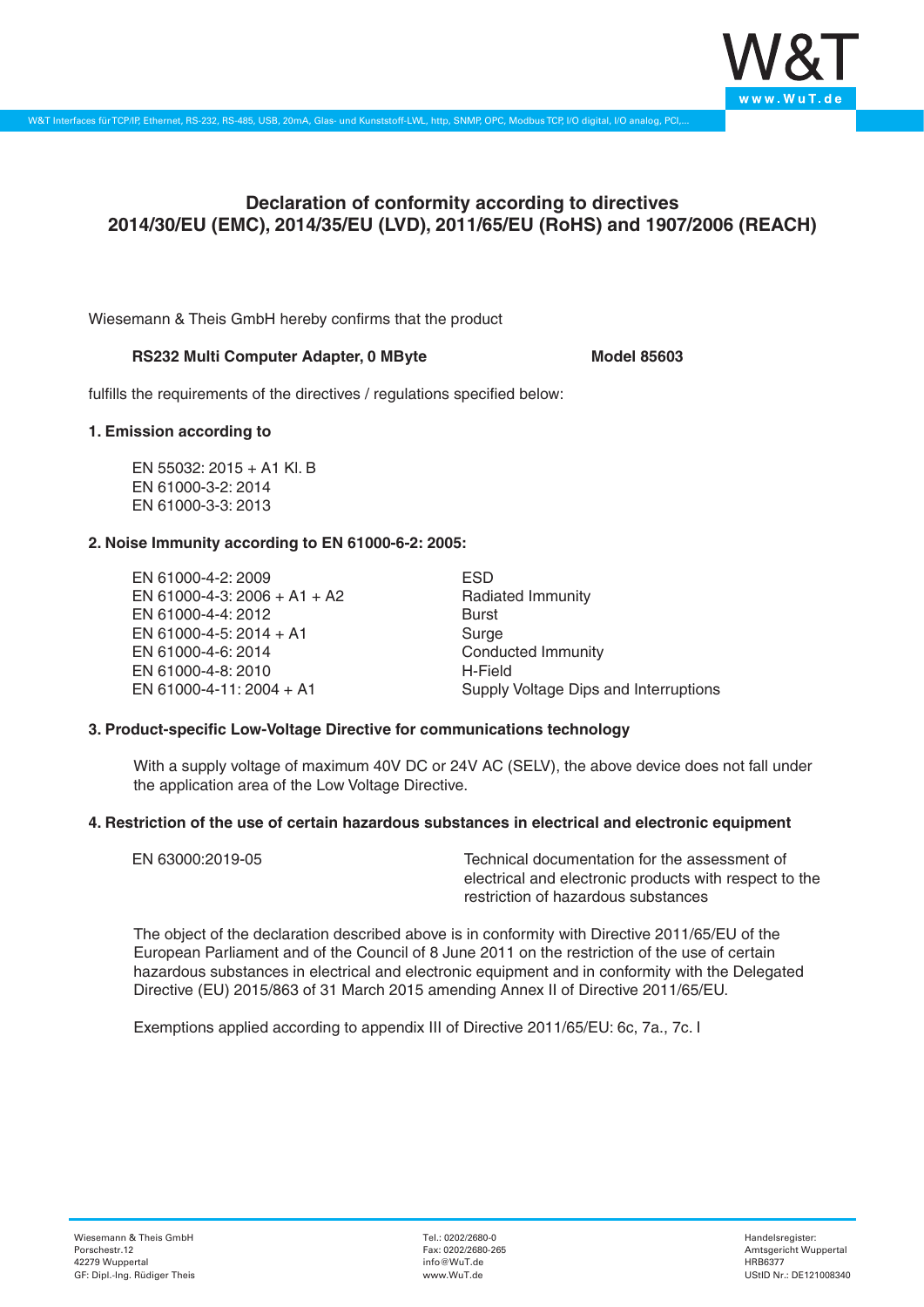# Declaration of conformity according to directives 2014/30/EU (EMC), 2014/35/EU (LVD), 2011/65/EU (RoHS) and 1907/2006 (REACH)

Wiesemann & Theis GmbH hereby confirms that the product

**RS232 Multi Computer Adapter, 0 MByte** **Model 85603**

fulfills the requirements of the directives / regulations specified below:

### 1. Emission according to

EN 55032: 2015 + A1 Kl. B
EN 61000-3-2: 2014
EN 61000-3-3: 2013

### 2. Noise Immunity according to EN 61000-6-2: 2005:

| | |
|---|---|
| EN 61000-4-2: 2009 | ESD |
| EN 61000-4-3: 2006 + A1 + A2 | Radiated Immunity |
| EN 61000-4-4: 2012 | Burst |
| EN 61000-4-5: 2014 + A1 | Surge |
| EN 61000-4-6: 2014 | Conducted Immunity |
| EN 61000-4-8: 2010 | H-Field |
| EN 61000-4-11: 2004 + A1 | Supply Voltage Dips and Interruptions |

### 3. Product-specific Low-Voltage Directive for communications technology

With a supply voltage of maximum 40V DC or 24V AC (SELV), the above device does not fall under the application area of the Low Voltage Directive.

### 4. Restriction of the use of certain hazardous substances in electrical and electronic equipment

| | |
|---|---|
| EN 63000:2019-05 | Technical documentation for the assessment of electrical and electronic products with respect to the restriction of hazardous substances |

The object of the declaration described above is in conformity with Directive 2011/65/EU of the European Parliament and of the Council of 8 June 2011 on the restriction of the use of certain hazardous substances in electrical and electronic equipment and in conformity with the Delegated Directive (EU) 2015/863 of 31 March 2015 amending Annex II of Directive 2011/65/EU.

Exemptions applied according to appendix III of Directive 2011/65/EU: 6c, 7a., 7c. I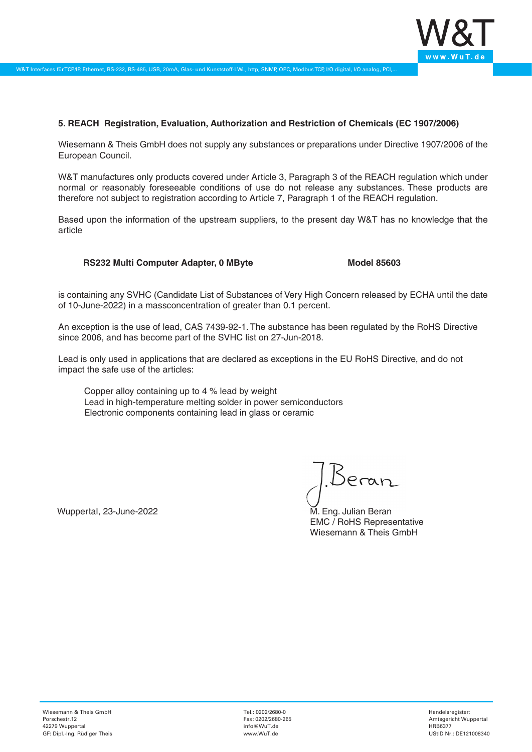### 5. REACH Registration, Evaluation, Authorization and Restriction of Chemicals (EC 1907/2006)

Wiesemann & Theis GmbH does not supply any substances or preparations under Directive 1907/2006 of the European Council.

W&T manufactures only products covered under Article 3, Paragraph 3 of the REACH regulation which under normal or reasonably foreseeable conditions of use do not release any substances. These products are therefore not subject to registration according to Article 7, Paragraph 1 of the REACH regulation.

Based upon the information of the upstream suppliers, to the present day W&T has no knowledge that the article

**RS232 Multi Computer Adapter, 0 MByte** **Model 85603**

is containing any SVHC (Candidate List of Substances of Very High Concern released by ECHA until the date of 10-June-2022) in a massconcentration of greater than 0.1 percent.

An exception is the use of lead, CAS 7439-92-1. The substance has been regulated by the RoHS Directive since 2006, and has become part of the SVHC list on 27-Jun-2018.

Lead is only used in applications that are declared as exceptions in the EU RoHS Directive, and do not impact the safe use of the articles:

Copper alloy containing up to 4 % lead by weight
Lead in high-temperature melting solder in power semiconductors
Electronic components containing lead in glass or ceramic

Wuppertal, 23-June-2022

J. Beran

M. Eng. Julian Beran
EMC / RoHS Representative
Wiesemann & Theis GmbH